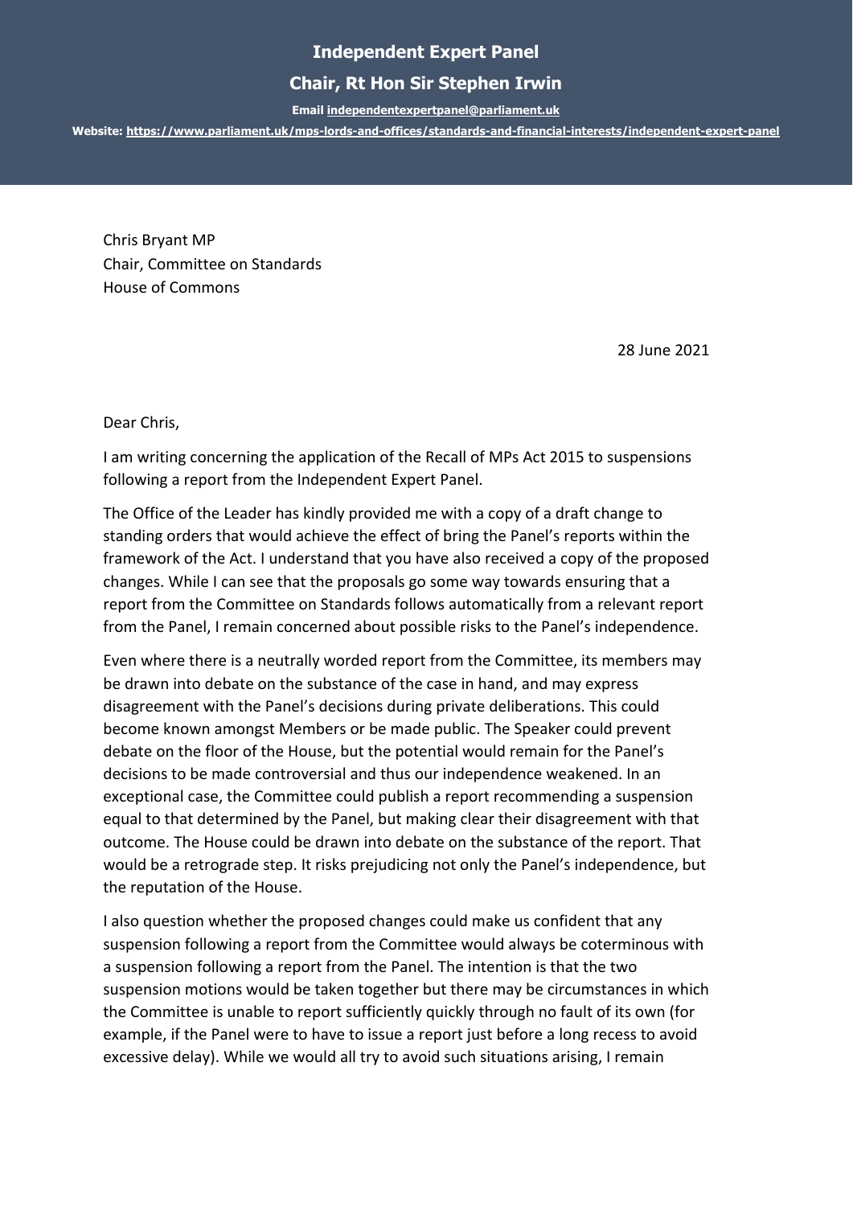**Independent Expert Panel**

**Chair, Rt Hon Sir Stephen Irwin**

**Email independentexpertpanel@parliament.uk**

**Website: https://www.parliament.uk/mps-lords-and-offices/standards-and-financial-interests/independent-expert-panel**

Chris Bryant MP
Chair, Committee on Standards
House of Commons

28 June 2021

Dear Chris,

I am writing concerning the application of the Recall of MPs Act 2015 to suspensions following a report from the Independent Expert Panel.

The Office of the Leader has kindly provided me with a copy of a draft change to standing orders that would achieve the effect of bring the Panel's reports within the framework of the Act. I understand that you have also received a copy of the proposed changes. While I can see that the proposals go some way towards ensuring that a report from the Committee on Standards follows automatically from a relevant report from the Panel, I remain concerned about possible risks to the Panel's independence.

Even where there is a neutrally worded report from the Committee, its members may be drawn into debate on the substance of the case in hand, and may express disagreement with the Panel's decisions during private deliberations. This could become known amongst Members or be made public. The Speaker could prevent debate on the floor of the House, but the potential would remain for the Panel's decisions to be made controversial and thus our independence weakened. In an exceptional case, the Committee could publish a report recommending a suspension equal to that determined by the Panel, but making clear their disagreement with that outcome. The House could be drawn into debate on the substance of the report. That would be a retrograde step. It risks prejudicing not only the Panel's independence, but the reputation of the House.

I also question whether the proposed changes could make us confident that any suspension following a report from the Committee would always be coterminous with a suspension following a report from the Panel. The intention is that the two suspension motions would be taken together but there may be circumstances in which the Committee is unable to report sufficiently quickly through no fault of its own (for example, if the Panel were to have to issue a report just before a long recess to avoid excessive delay). While we would all try to avoid such situations arising, I remain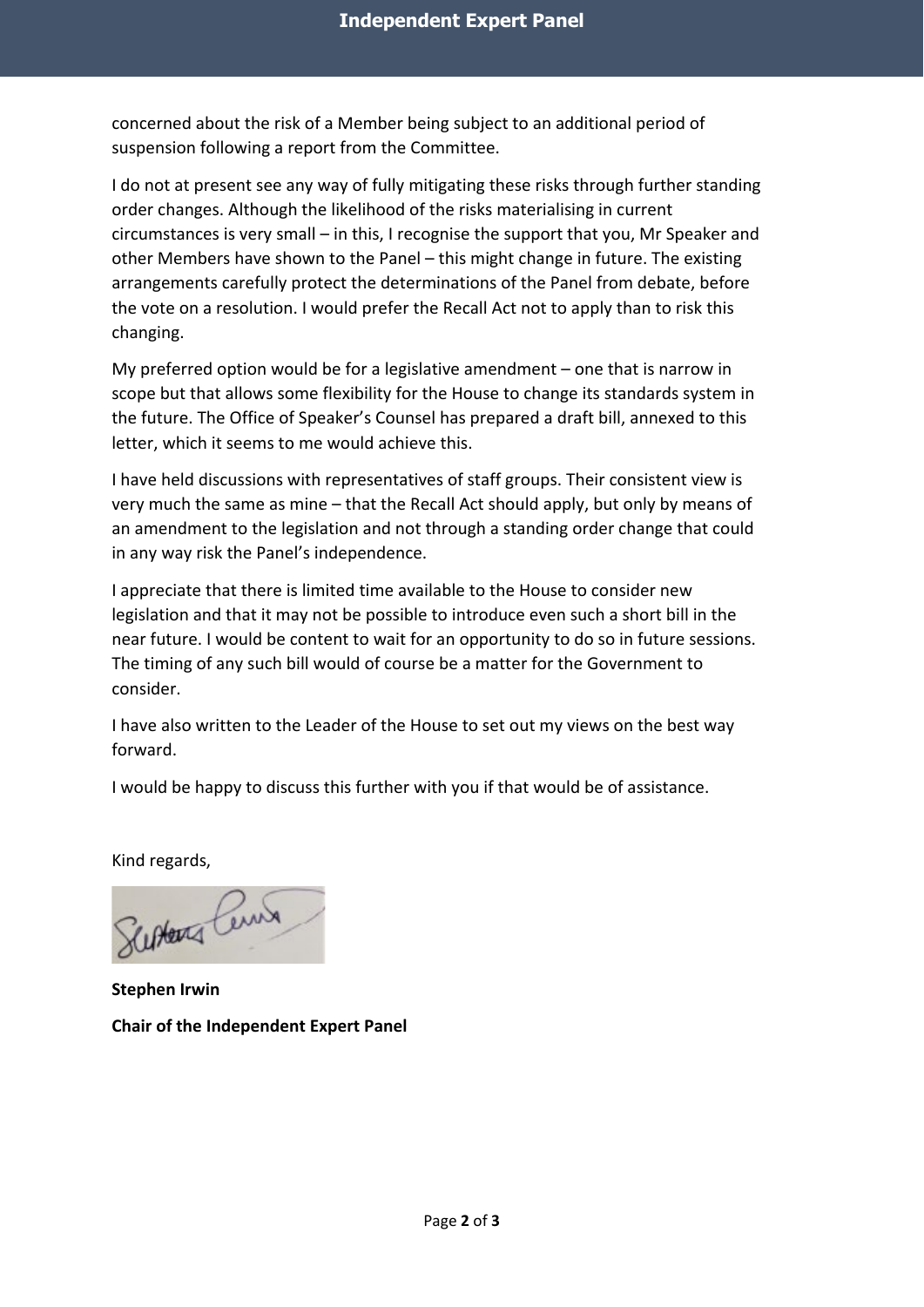concerned about the risk of a Member being subject to an additional period of suspension following a report from the Committee.

I do not at present see any way of fully mitigating these risks through further standing order changes. Although the likelihood of the risks materialising in current circumstances is very small – in this, I recognise the support that you, Mr Speaker and other Members have shown to the Panel – this might change in future. The existing arrangements carefully protect the determinations of the Panel from debate, before the vote on a resolution. I would prefer the Recall Act not to apply than to risk this changing.

My preferred option would be for a legislative amendment – one that is narrow in scope but that allows some flexibility for the House to change its standards system in the future. The Office of Speaker's Counsel has prepared a draft bill, annexed to this letter, which it seems to me would achieve this.

I have held discussions with representatives of staff groups. Their consistent view is very much the same as mine – that the Recall Act should apply, but only by means of an amendment to the legislation and not through a standing order change that could in any way risk the Panel's independence.

I appreciate that there is limited time available to the House to consider new legislation and that it may not be possible to introduce even such a short bill in the near future. I would be content to wait for an opportunity to do so in future sessions. The timing of any such bill would of course be a matter for the Government to consider.

I have also written to the Leader of the House to set out my views on the best way forward.

I would be happy to discuss this further with you if that would be of assistance.

Kind regards,

**Stephen Irwin**

**Chair of the Independent Expert Panel**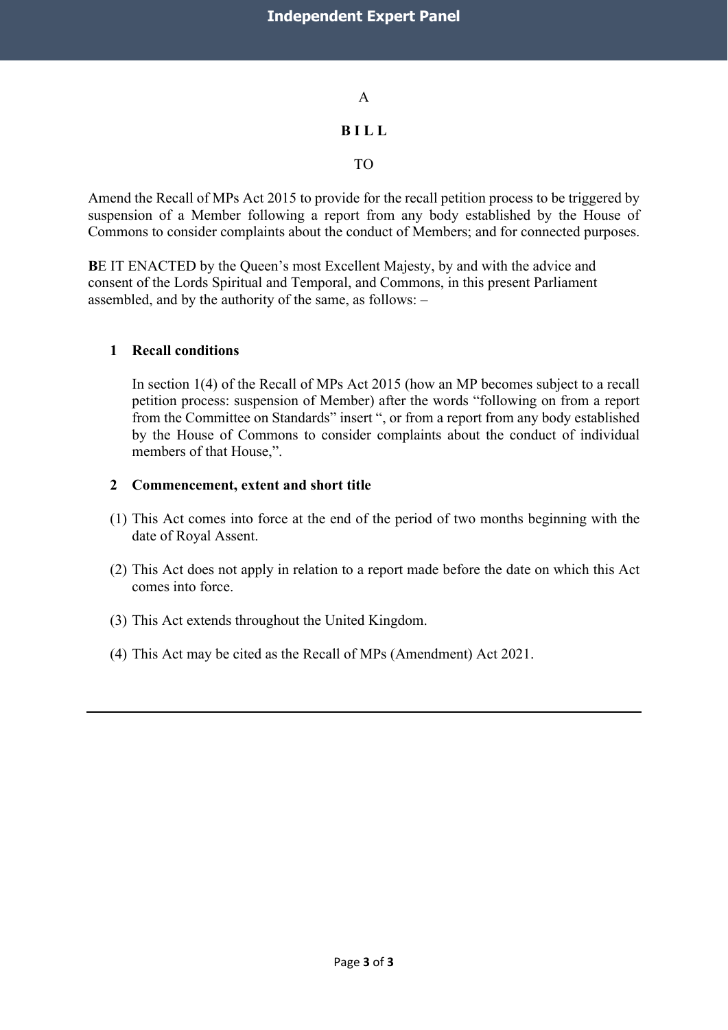A

**B I L L**

TO

Amend the Recall of MPs Act 2015 to provide for the recall petition process to be triggered by suspension of a Member following a report from any body established by the House of Commons to consider complaints about the conduct of Members; and for connected purposes.

**B**E IT ENACTED by the Queen's most Excellent Majesty, by and with the advice and consent of the Lords Spiritual and Temporal, and Commons, in this present Parliament assembled, and by the authority of the same, as follows: –

### 1 Recall conditions

In section 1(4) of the Recall of MPs Act 2015 (how an MP becomes subject to a recall petition process: suspension of Member) after the words "following on from a report from the Committee on Standards" insert ", or from a report from any body established by the House of Commons to consider complaints about the conduct of individual members of that House,".

### 2 Commencement, extent and short title

(1) This Act comes into force at the end of the period of two months beginning with the date of Royal Assent.

(2) This Act does not apply in relation to a report made before the date on which this Act comes into force.

(3) This Act extends throughout the United Kingdom.

(4) This Act may be cited as the Recall of MPs (Amendment) Act 2021.